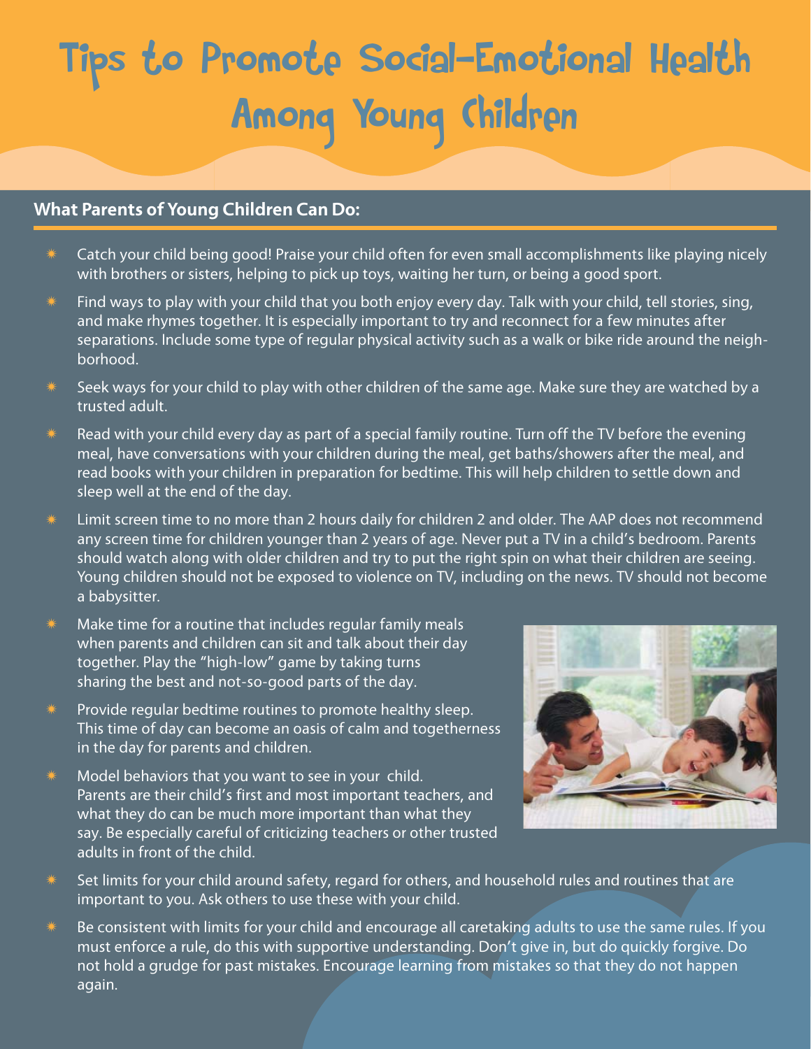# Tips to Promote Social-Emotional Health Among Young Children

## What Parents of Young Children Can Do:

- Catch your child being good! Praise your child often for even small accomplishments like playing nicely with brothers or sisters, helping to pick up toys, waiting her turn, or being a good sport.
- Find ways to play with your child that you both enjoy every day. Talk with your child, tell stories, sing, and make rhymes together. It is especially important to try and reconnect for a few minutes after separations. Include some type of regular physical activity such as a walk or bike ride around the neighborhood.
- Seek ways for your child to play with other children of the same age. Make sure they are watched by a trusted adult.
- Read with your child every day as part of a special family routine. Turn off the TV before the evening meal, have conversations with your children during the meal, get baths/showers after the meal, and read books with your children in preparation for bedtime. This will help children to settle down and sleep well at the end of the day.
- Limit screen time to no more than 2 hours daily for children 2 and older. The AAP does not recommend any screen time for children younger than 2 years of age. Never put a TV in a child's bedroom. Parents should watch along with older children and try to put the right spin on what their children are seeing. Young children should not be exposed to violence on TV, including on the news. TV should not become a babysitter.
- Make time for a routine that includes regular family meals when parents and children can sit and talk about their day together. Play the "high-low" game by taking turns sharing the best and not-so-good parts of the day.
- Provide regular bedtime routines to promote healthy sleep. This time of day can become an oasis of calm and togetherness in the day for parents and children.
- Model behaviors that you want to see in your child. Parents are their child's first and most important teachers, and what they do can be much more important than what they say. Be especially careful of criticizing teachers or other trusted adults in front of the child.
- Set limits for your child around safety, regard for others, and household rules and routines that are important to you. Ask others to use these with your child.
- Be consistent with limits for your child and encourage all caretaking adults to use the same rules. If you must enforce a rule, do this with supportive understanding. Don't give in, but do quickly forgive. Do not hold a grudge for past mistakes. Encourage learning from mistakes so that they do not happen again.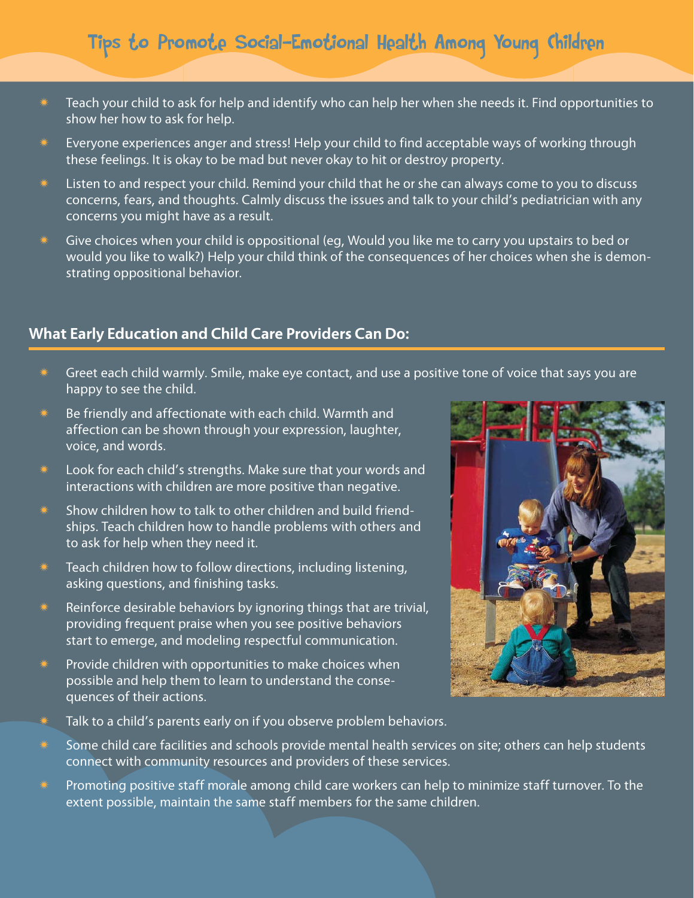# Tips to Promote Social-Emotional Health Among Young Children

- Teach your child to ask for help and identify who can help her when she needs it. Find opportunities to show her how to ask for help.
- Everyone experiences anger and stress! Help your child to find acceptable ways of working through these feelings. It is okay to be mad but never okay to hit or destroy property.
- Listen to and respect your child. Remind your child that he or she can always come to you to discuss concerns, fears, and thoughts. Calmly discuss the issues and talk to your child's pediatrician with any concerns you might have as a result.
- Give choices when your child is oppositional (eg, Would you like me to carry you upstairs to bed or would you like to walk?) Help your child think of the consequences of her choices when she is demonstrating oppositional behavior.

## What Early Education and Child Care Providers Can Do:

- Greet each child warmly. Smile, make eye contact, and use a positive tone of voice that says you are happy to see the child.
- Be friendly and affectionate with each child. Warmth and affection can be shown through your expression, laughter, voice, and words.
- Look for each child's strengths. Make sure that your words and interactions with children are more positive than negative.
- Show children how to talk to other children and build friendships. Teach children how to handle problems with others and to ask for help when they need it.
- Teach children how to follow directions, including listening, asking questions, and finishing tasks.
- Reinforce desirable behaviors by ignoring things that are trivial, providing frequent praise when you see positive behaviors start to emerge, and modeling respectful communication.
- Provide children with opportunities to make choices when possible and help them to learn to understand the consequences of their actions.
- Talk to a child's parents early on if you observe problem behaviors.
- Some child care facilities and schools provide mental health services on site; others can help students connect with community resources and providers of these services.
- Promoting positive staff morale among child care workers can help to minimize staff turnover. To the extent possible, maintain the same staff members for the same children.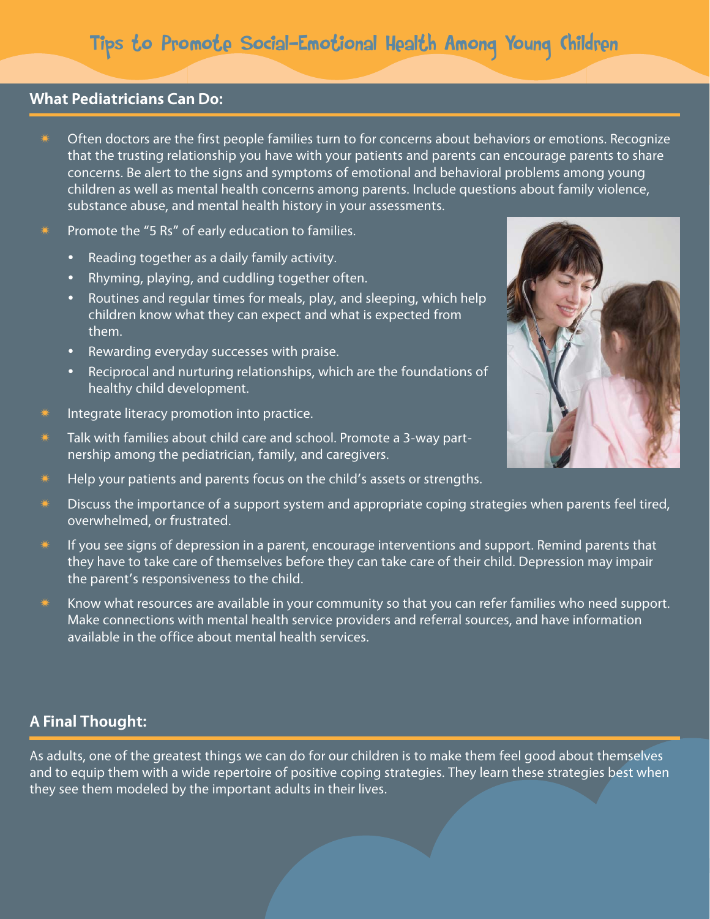# Tips to Promote Social-Emotional Health Among Young Children

## What Pediatricians Can Do:

- Often doctors are the first people families turn to for concerns about behaviors or emotions. Recognize that the trusting relationship you have with your patients and parents can encourage parents to share concerns. Be alert to the signs and symptoms of emotional and behavioral problems among young children as well as mental health concerns among parents. Include questions about family violence, substance abuse, and mental health history in your assessments.
- Promote the "5 Rs" of early education to families.
  - Reading together as a daily family activity.
  - Rhyming, playing, and cuddling together often.
  - Routines and regular times for meals, play, and sleeping, which help children know what they can expect and what is expected from them.
  - Rewarding everyday successes with praise.
  - Reciprocal and nurturing relationships, which are the foundations of healthy child development.
- Integrate literacy promotion into practice.
- Talk with families about child care and school. Promote a 3-way partnership among the pediatrician, family, and caregivers.
- Help your patients and parents focus on the child's assets or strengths.
- Discuss the importance of a support system and appropriate coping strategies when parents feel tired, overwhelmed, or frustrated.
- If you see signs of depression in a parent, encourage interventions and support. Remind parents that they have to take care of themselves before they can take care of their child. Depression may impair the parent's responsiveness to the child.
- Know what resources are available in your community so that you can refer families who need support. Make connections with mental health service providers and referral sources, and have information available in the office about mental health services.

## A Final Thought:

As adults, one of the greatest things we can do for our children is to make them feel good about themselves and to equip them with a wide repertoire of positive coping strategies. They learn these strategies best when they see them modeled by the important adults in their lives.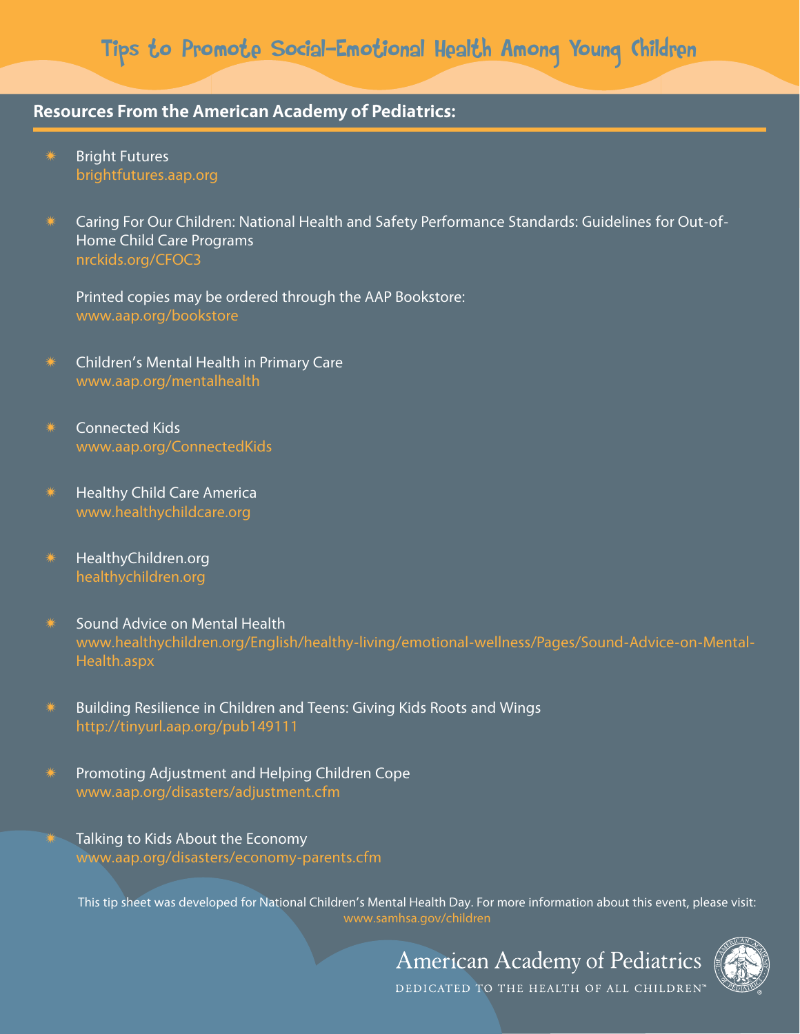# Tips to Promote Social-Emotional Health Among Young Children

## Resources From the American Academy of Pediatrics:

- Bright Futures
  brightfutures.aap.org

- Caring For Our Children: National Health and Safety Performance Standards: Guidelines for Out-of-Home Child Care Programs
  nrckids.org/CFOC3

  Printed copies may be ordered through the AAP Bookstore:
  www.aap.org/bookstore

- Children's Mental Health in Primary Care
  www.aap.org/mentalhealth

- Connected Kids
  www.aap.org/ConnectedKids

- Healthy Child Care America
  www.healthychildcare.org

- HealthyChildren.org
  healthychildren.org

- Sound Advice on Mental Health
  www.healthychildren.org/English/healthy-living/emotional-wellness/Pages/Sound-Advice-on-Mental-Health.aspx

- Building Resilience in Children and Teens: Giving Kids Roots and Wings
  http://tinyurl.aap.org/pub149111

- Promoting Adjustment and Helping Children Cope
  www.aap.org/disasters/adjustment.cfm

- Talking to Kids About the Economy
  www.aap.org/disasters/economy-parents.cfm

This tip sheet was developed for National Children's Mental Health Day. For more information about this event, please visit: www.samhsa.gov/children

American Academy of Pediatrics
DEDICATED TO THE HEALTH OF ALL CHILDREN™